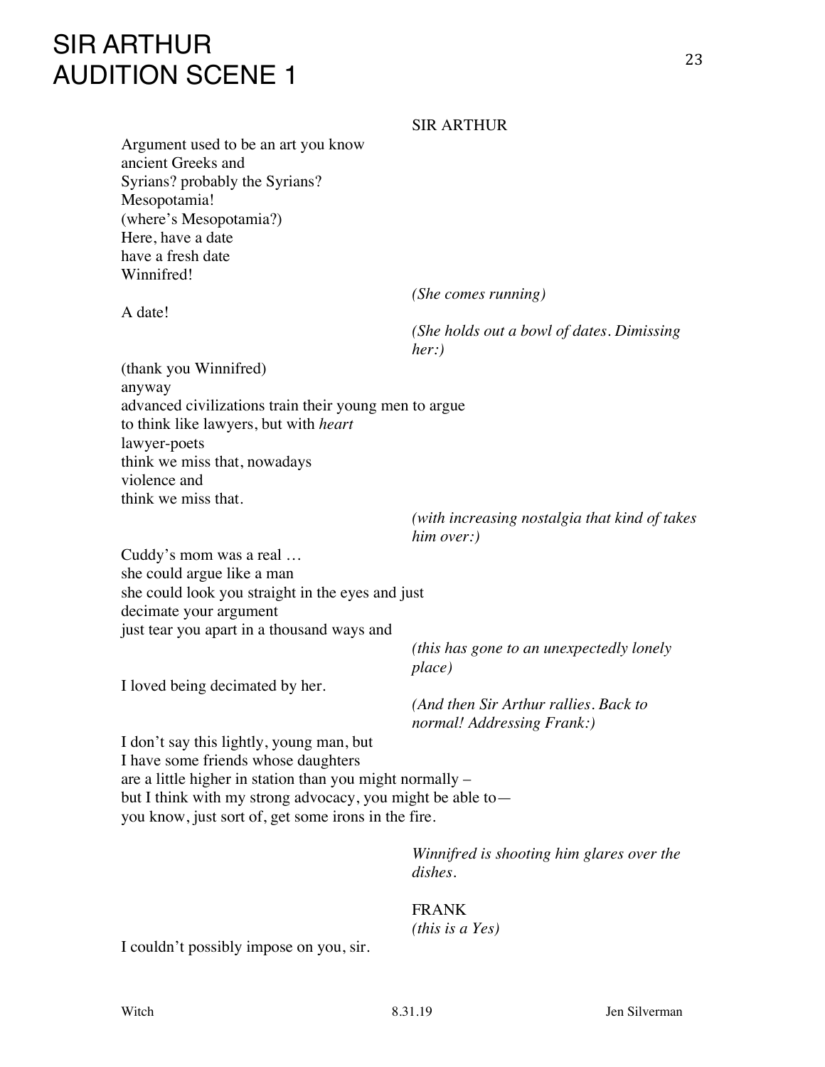# SIR ARTHUR
# AUDITION SCENE 1

SIR ARTHUR

Argument used to be an art you know
ancient Greeks and
Syrians? probably the Syrians?
Mesopotamia!
(where's Mesopotamia?)
Here, have a date
have a fresh date
Winnifred!

*(She comes running)*

A date!

*(She holds out a bowl of dates. Dimissing her:)*

(thank you Winnifred)
anyway
advanced civilizations train their young men to argue
to think like lawyers, but with *heart*
lawyer-poets
think we miss that, nowadays
violence and
think we miss that.

*(with increasing nostalgia that kind of takes him over:)*

Cuddy's mom was a real …
she could argue like a man
she could look you straight in the eyes and just
decimate your argument
just tear you apart in a thousand ways and

*(this has gone to an unexpectedly lonely place)*

I loved being decimated by her.

*(And then Sir Arthur rallies. Back to normal! Addressing Frank:)*

I don't say this lightly, young man, but
I have some friends whose daughters
are a little higher in station than you might normally –
but I think with my strong advocacy, you might be able to—
you know, just sort of, get some irons in the fire.

*Winnifred is shooting him glares over the dishes.*

FRANK
*(this is a Yes)*

I couldn't possibly impose on you, sir.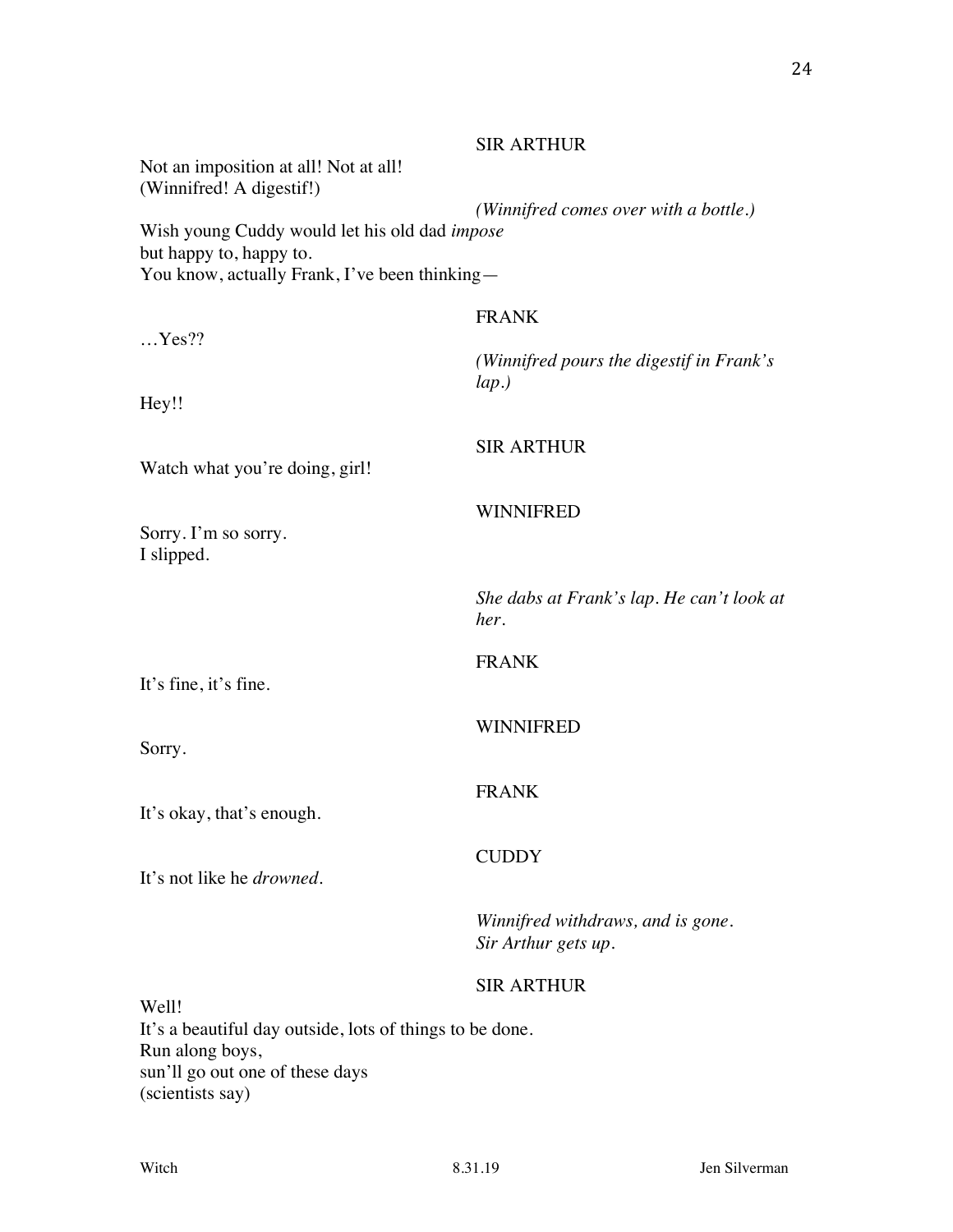SIR ARTHUR

Not an imposition at all! Not at all!
(Winnifred! A digestif!)

*(Winnifred comes over with a bottle.)*

Wish young Cuddy would let his old dad *impose*
but happy to, happy to.
You know, actually Frank, I've been thinking—

FRANK

…Yes??

*(Winnifred pours the digestif in Frank's lap.)*

Hey!!

SIR ARTHUR

Watch what you're doing, girl!

WINNIFRED

Sorry. I'm so sorry.
I slipped.

*She dabs at Frank's lap. He can't look at her.*

FRANK

It's fine, it's fine.

WINNIFRED

Sorry.

FRANK

It's okay, that's enough.

CUDDY

It's not like he *drowned*.

*Winnifred withdraws, and is gone.*
*Sir Arthur gets up.*

SIR ARTHUR

Well!
It's a beautiful day outside, lots of things to be done.
Run along boys,
sun'll go out one of these days
(scientists say)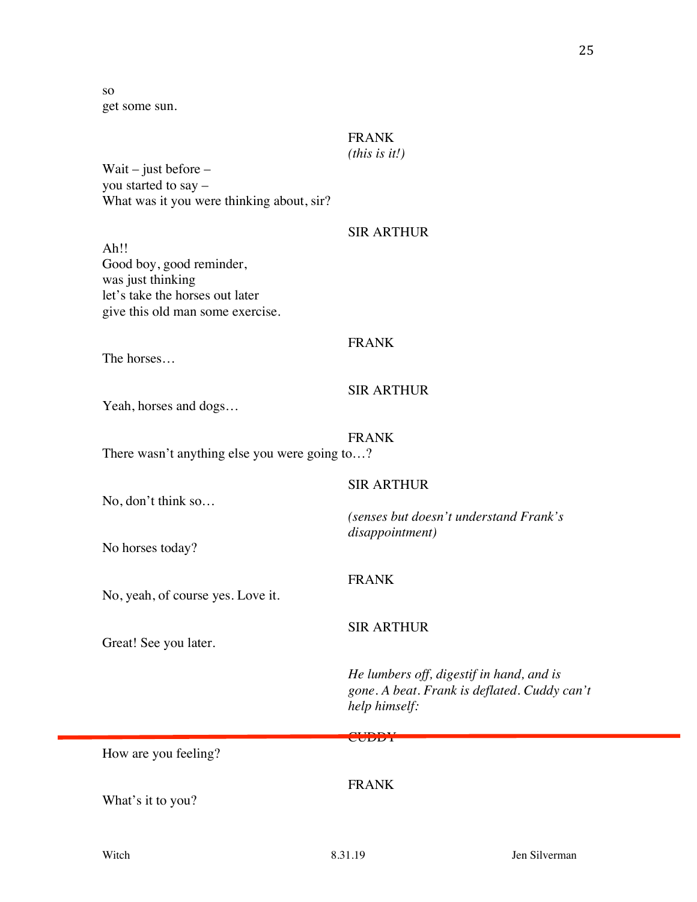so
get some sun.

FRANK
*(this is it!)*

Wait – just before –
you started to say –
What was it you were thinking about, sir?

SIR ARTHUR

Ah!!
Good boy, good reminder,
was just thinking
let's take the horses out later
give this old man some exercise.

FRANK

The horses…

SIR ARTHUR

Yeah, horses and dogs…

FRANK

There wasn't anything else you were going to…?

SIR ARTHUR

No, don't think so…

*(senses but doesn't understand Frank's disappointment)*

No horses today?

FRANK

No, yeah, of course yes. Love it.

SIR ARTHUR

Great! See you later.

*He lumbers off, digestif in hand, and is gone. A beat. Frank is deflated. Cuddy can't help himself:*

CUDDY

How are you feeling?

FRANK

What's it to you?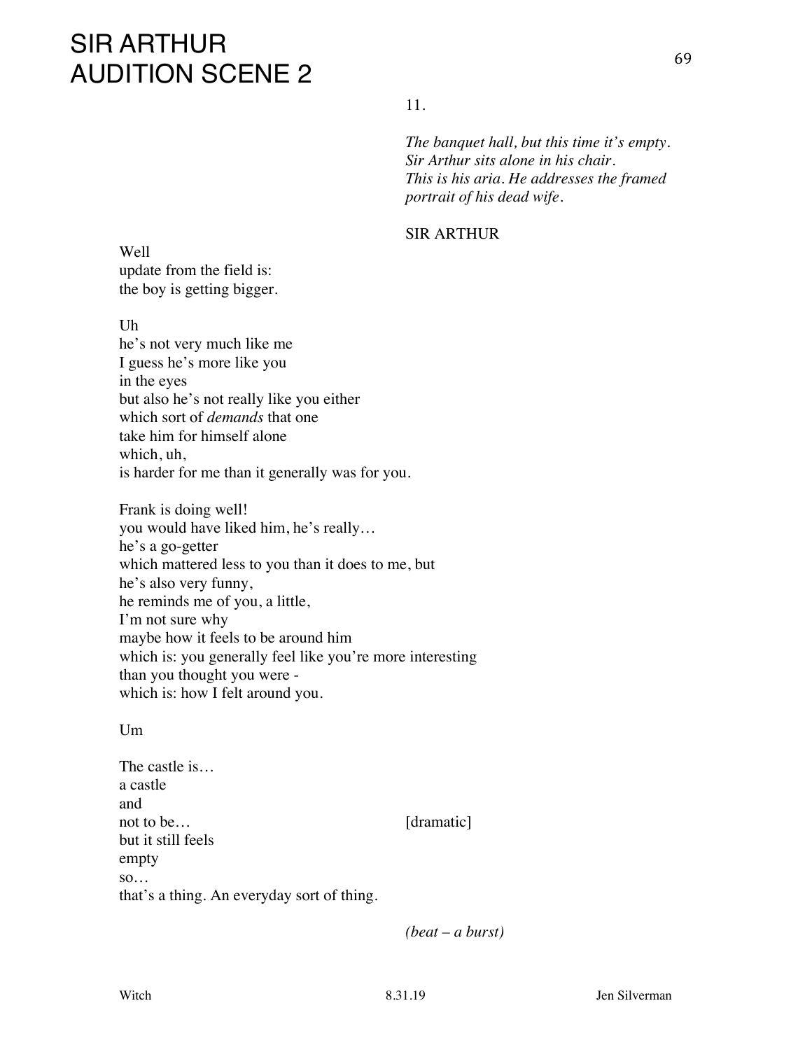# SIR ARTHUR
# AUDITION SCENE 2

11.

*The banquet hall, but this time it's empty. Sir Arthur sits alone in his chair. This is his aria. He addresses the framed portrait of his dead wife.*

SIR ARTHUR

Well
update from the field is:
the boy is getting bigger.

Uh
he's not very much like me
I guess he's more like you
in the eyes
but also he's not really like you either
which sort of *demands* that one
take him for himself alone
which, uh,
is harder for me than it generally was for you.

Frank is doing well!
you would have liked him, he's really…
he's a go-getter
which mattered less to you than it does to me, but
he's also very funny,
he reminds me of you, a little,
I'm not sure why
maybe how it feels to be around him
which is: you generally feel like you're more interesting
than you thought you were -
which is: how I felt around you.

Um

The castle is…
a castle
and
not to be… [dramatic]
but it still feels
empty
so…
that's a thing. An everyday sort of thing.

*(beat – a burst)*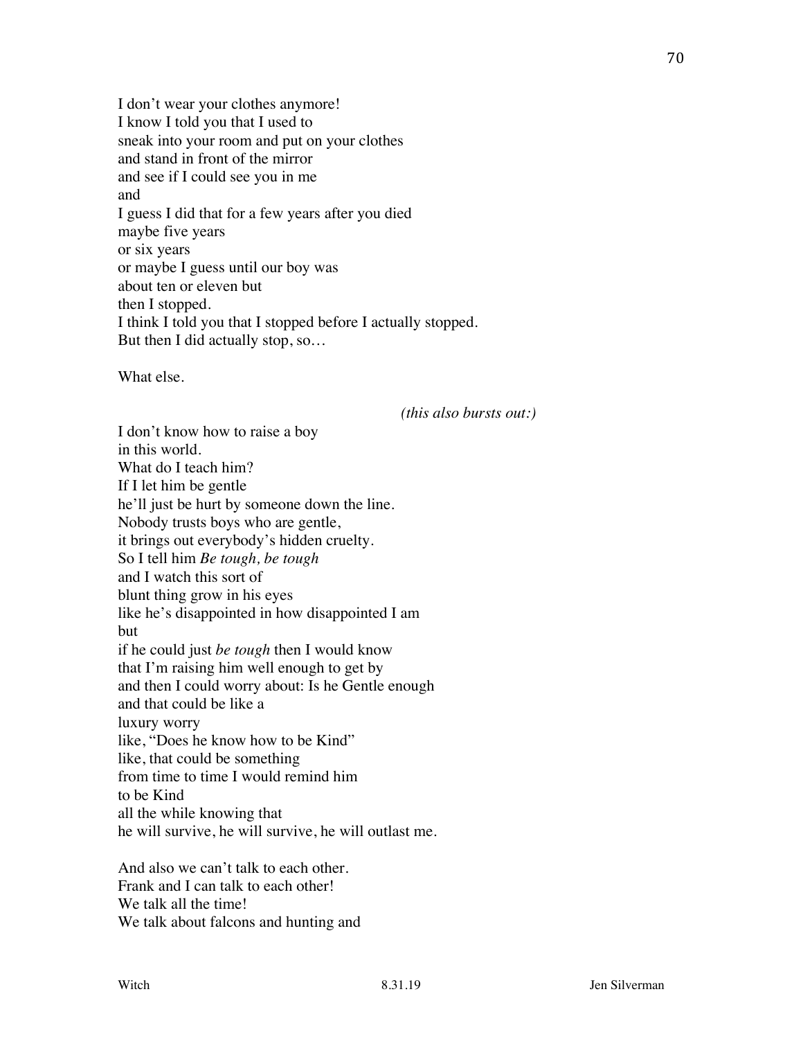I don't wear your clothes anymore!
I know I told you that I used to
sneak into your room and put on your clothes
and stand in front of the mirror
and see if I could see you in me
and
I guess I did that for a few years after you died
maybe five years
or six years
or maybe I guess until our boy was
about ten or eleven but
then I stopped.
I think I told you that I stopped before I actually stopped.
But then I did actually stop, so…

What else.

*(this also bursts out:)*

I don't know how to raise a boy
in this world.
What do I teach him?
If I let him be gentle
he'll just be hurt by someone down the line.
Nobody trusts boys who are gentle,
it brings out everybody's hidden cruelty.
So I tell him *Be tough, be tough*
and I watch this sort of
blunt thing grow in his eyes
like he's disappointed in how disappointed I am
but
if he could just *be tough* then I would know
that I'm raising him well enough to get by
and then I could worry about: Is he Gentle enough
and that could be like a
luxury worry
like, "Does he know how to be Kind"
like, that could be something
from time to time I would remind him
to be Kind
all the while knowing that
he will survive, he will survive, he will outlast me.

And also we can't talk to each other.
Frank and I can talk to each other!
We talk all the time!
We talk about falcons and hunting and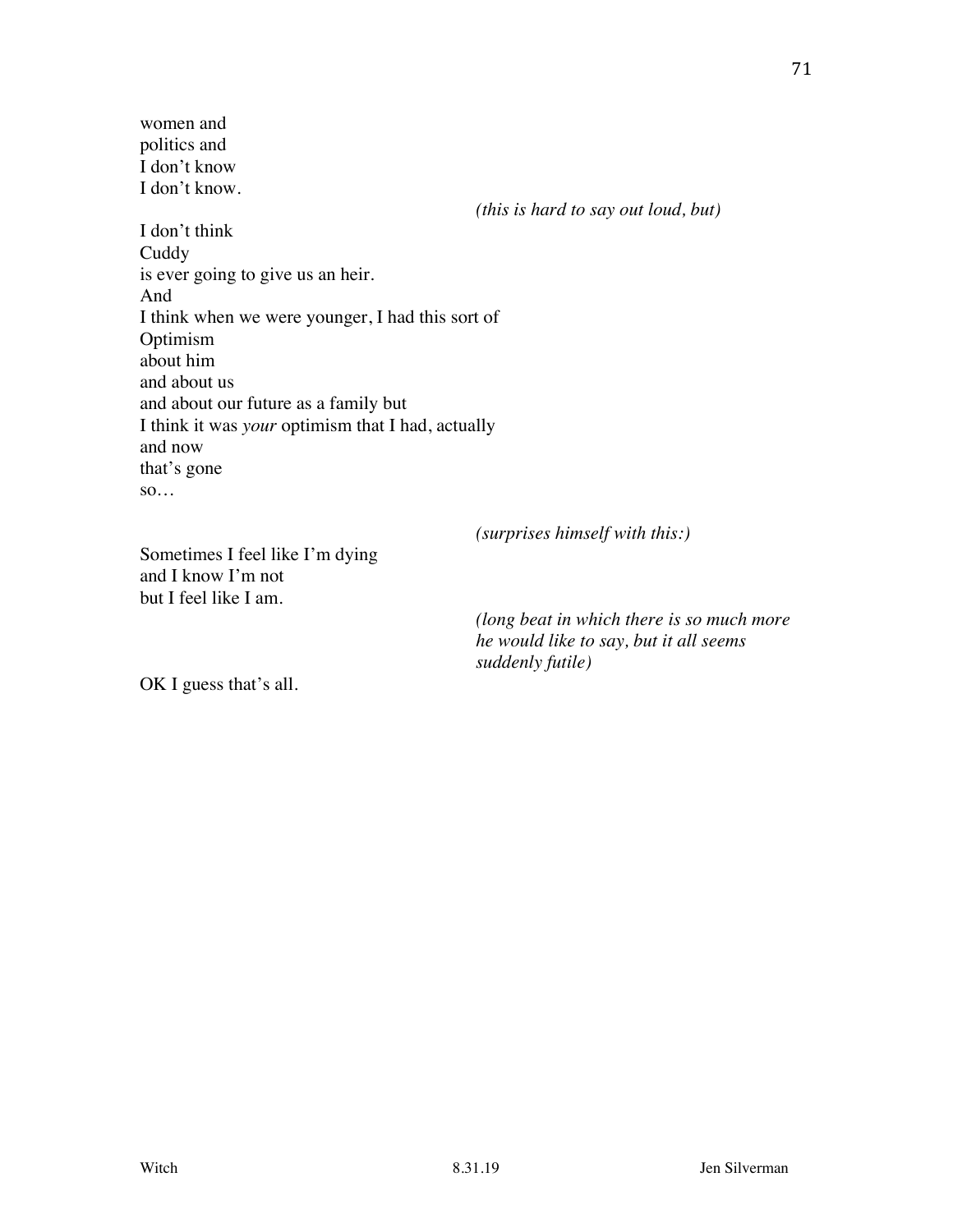women and
politics and
I don't know
I don't know.

*(this is hard to say out loud, but)*

I don't think
Cuddy
is ever going to give us an heir.
And
I think when we were younger, I had this sort of
Optimism
about him
and about us
and about our future as a family but
I think it was *your* optimism that I had, actually
and now
that's gone
so…

*(surprises himself with this:)*

Sometimes I feel like I'm dying
and I know I'm not
but I feel like I am.

*(long beat in which there is so much more he would like to say, but it all seems suddenly futile)*

OK I guess that's all.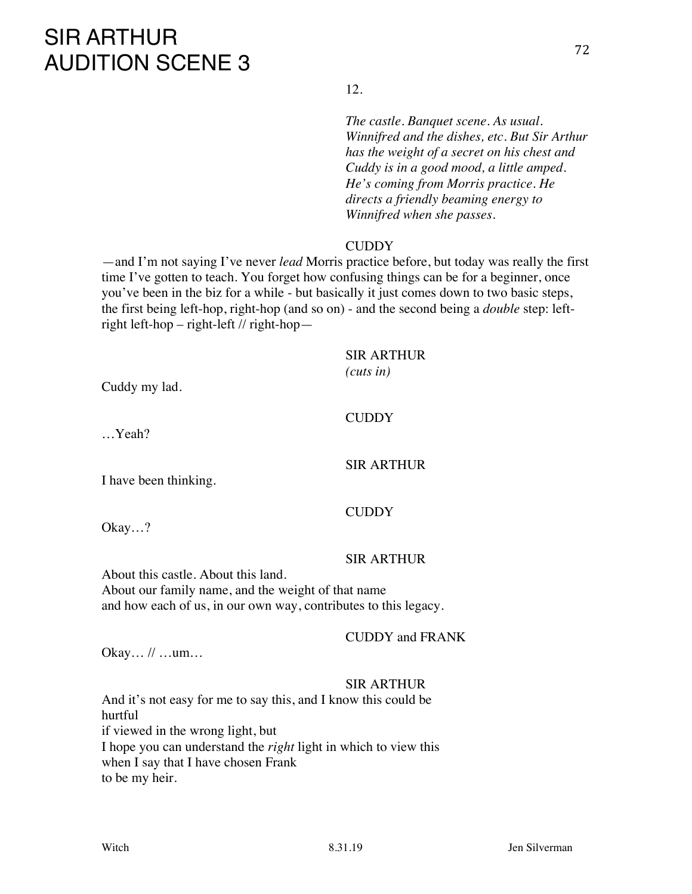# SIR ARTHUR AUDITION SCENE 3

12.

*The castle. Banquet scene. As usual. Winnifred and the dishes, etc. But Sir Arthur has the weight of a secret on his chest and Cuddy is in a good mood, a little amped. He's coming from Morris practice. He directs a friendly beaming energy to Winnifred when she passes.*

CUDDY

—and I'm not saying I've never *lead* Morris practice before, but today was really the first time I've gotten to teach. You forget how confusing things can be for a beginner, once you've been in the biz for a while - but basically it just comes down to two basic steps, the first being left-hop, right-hop (and so on) - and the second being a *double* step: left-right left-hop – right-left // right-hop—

SIR ARTHUR
*(cuts in)*

Cuddy my lad.

CUDDY

…Yeah?

SIR ARTHUR

I have been thinking.

CUDDY

Okay…?

SIR ARTHUR

About this castle. About this land.
About our family name, and the weight of that name
and how each of us, in our own way, contributes to this legacy.

CUDDY and FRANK

Okay… // …um…

SIR ARTHUR

And it's not easy for me to say this, and I know this could be hurtful
if viewed in the wrong light, but
I hope you can understand the *right* light in which to view this
when I say that I have chosen Frank
to be my heir.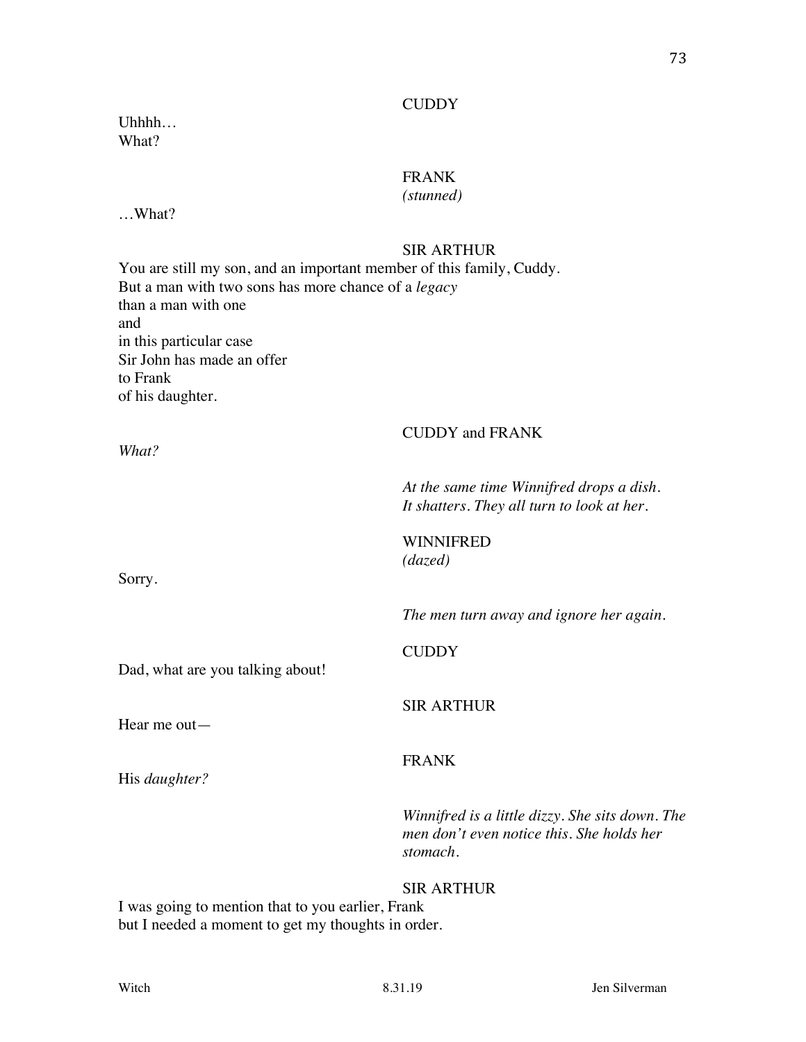CUDDY

Uhhhh…
What?

FRANK
*(stunned)*

…What?

SIR ARTHUR

You are still my son, and an important member of this family, Cuddy.
But a man with two sons has more chance of a *legacy*
than a man with one
and
in this particular case
Sir John has made an offer
to Frank
of his daughter.

CUDDY and FRANK

*What?*

*At the same time Winnifred drops a dish. It shatters. They all turn to look at her.*

WINNIFRED
*(dazed)*

Sorry.

*The men turn away and ignore her again.*

CUDDY

Dad, what are you talking about!

SIR ARTHUR

Hear me out—

FRANK

His *daughter?*

*Winnifred is a little dizzy. She sits down. The men don't even notice this. She holds her stomach.*

SIR ARTHUR

I was going to mention that to you earlier, Frank
but I needed a moment to get my thoughts in order.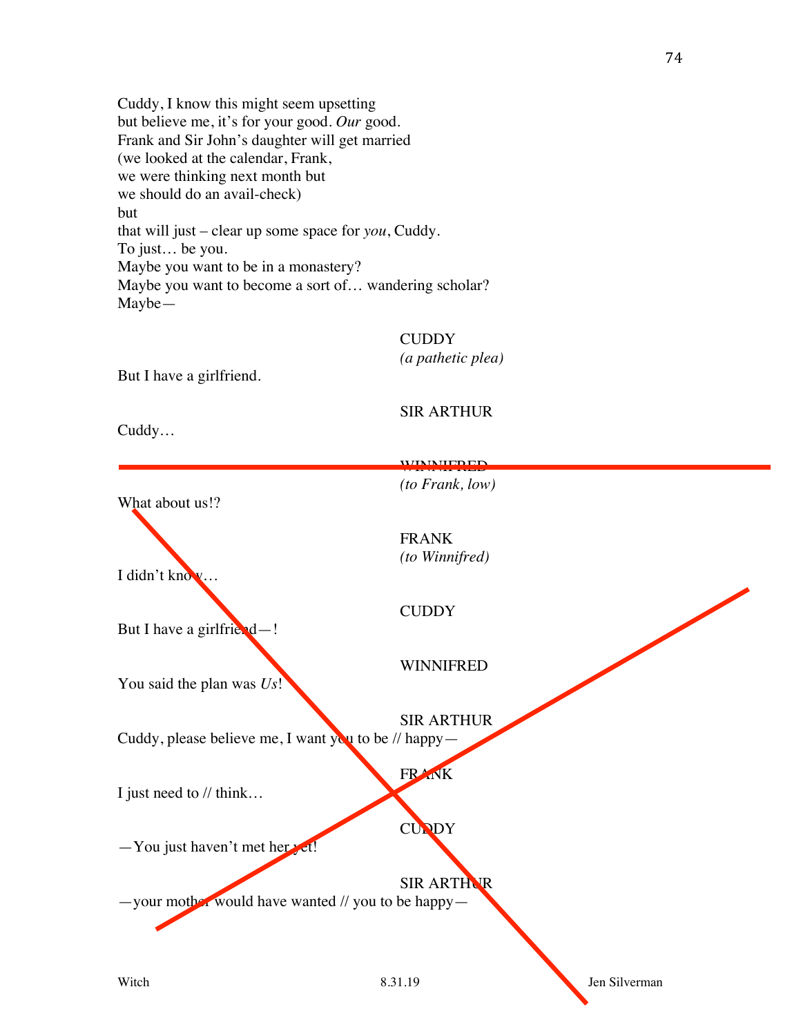Cuddy, I know this might seem upsetting
but believe me, it's for your good. *Our* good.
Frank and Sir John's daughter will get married
(we looked at the calendar, Frank,
we were thinking next month but
we should do an avail-check)
but
that will just – clear up some space for *you*, Cuddy.
To just… be you.
Maybe you want to be in a monastery?
Maybe you want to become a sort of… wandering scholar?
Maybe—

CUDDY
*(a pathetic plea)*

But I have a girlfriend.

SIR ARTHUR

Cuddy…

WINNIFRED
*(to Frank, low)*

What about us!?

FRANK
*(to Winnifred)*

I didn't know…

CUDDY

But I have a girlfriend—!

WINNIFRED

You said the plan was *Us*!

SIR ARTHUR

Cuddy, please believe me, I want you to be // happy—

FRANK

I just need to // think…

CUDDY

—You just haven't met her yet!

SIR ARTHUR

—your mother would have wanted // you to be happy—